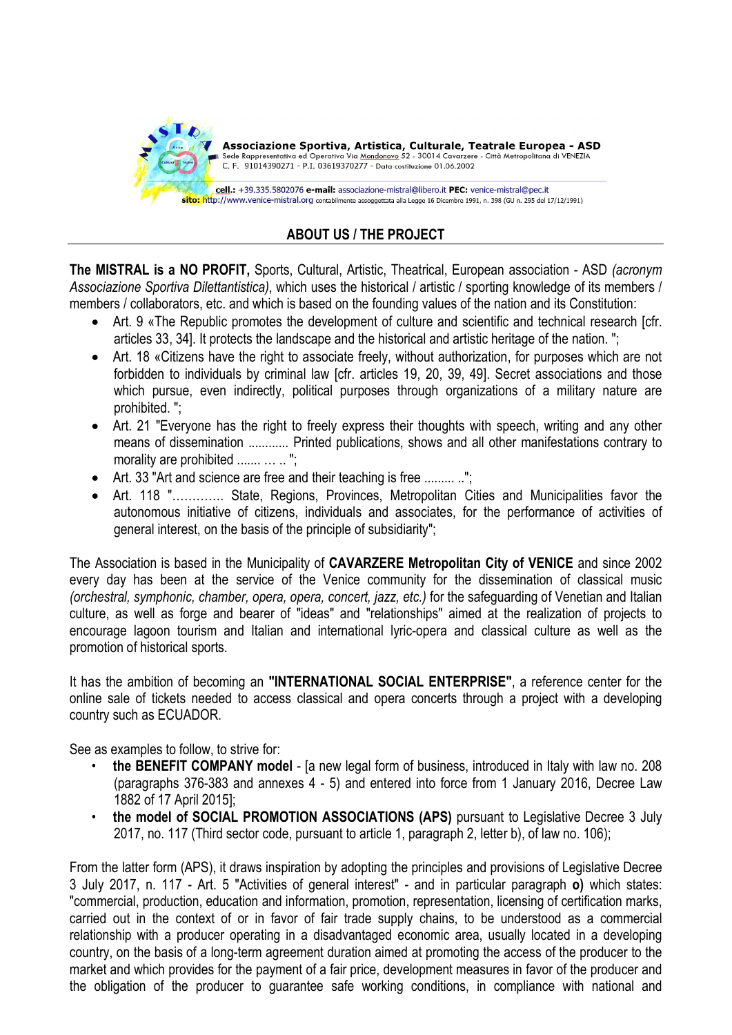**Associazione Sportiva, Artistica, Culturale, Teatrale Europea - ASD**
Sede Rappresentativa ed Operativa Via Mondonovo 52 - 30014 Cavarzere - Città Metropolitana di VENEZIA
C. F. 91014390271 - P.I. 03619370277 - Data costituzione 01.06.2002

**cell.:** +39.335.5802076 **e-mail:** associazione-mistral@libero.it **PEC:** venice-mistral@pec.it
**sito:** http://www.venice-mistral.org contabilmente assoggettata alla Legge 16 Dicembre 1991, n. 398 (GU n. 295 del 17/12/1991)

## ABOUT US / THE PROJECT

**The MISTRAL is a NO PROFIT,** Sports, Cultural, Artistic, Theatrical, European association - ASD *(acronym Associazione Sportiva Dilettantistica)*, which uses the historical / artistic / sporting knowledge of its members / members / collaborators, etc. and which is based on the founding values of the nation and its Constitution:

- Art. 9 «The Republic promotes the development of culture and scientific and technical research [cfr. articles 33, 34]. It protects the landscape and the historical and artistic heritage of the nation. ";
- Art. 18 «Citizens have the right to associate freely, without authorization, for purposes which are not forbidden to individuals by criminal law [cfr. articles 19, 20, 39, 49]. Secret associations and those which pursue, even indirectly, political purposes through organizations of a military nature are prohibited. ";
- Art. 21 "Everyone has the right to freely express their thoughts with speech, writing and any other means of dissemination ............ Printed publications, shows and all other manifestations contrary to morality are prohibited ....... … .. ";
- Art. 33 "Art and science are free and their teaching is free ......... ..";
- Art. 118 "…………. State, Regions, Provinces, Metropolitan Cities and Municipalities favor the autonomous initiative of citizens, individuals and associates, for the performance of activities of general interest, on the basis of the principle of subsidiarity";

The Association is based in the Municipality of **CAVARZERE Metropolitan City of VENICE** and since 2002 every day has been at the service of the Venice community for the dissemination of classical music *(orchestral, symphonic, chamber, opera, opera, concert, jazz, etc.)* for the safeguarding of Venetian and Italian culture, as well as forge and bearer of "ideas" and "relationships" aimed at the realization of projects to encourage lagoon tourism and Italian and international lyric-opera and classical culture as well as the promotion of historical sports.

It has the ambition of becoming an **"INTERNATIONAL SOCIAL ENTERPRISE"**, a reference center for the online sale of tickets needed to access classical and opera concerts through a project with a developing country such as ECUADOR.

See as examples to follow, to strive for:

- **the BENEFIT COMPANY model** - [a new legal form of business, introduced in Italy with law no. 208 (paragraphs 376-383 and annexes 4 - 5) and entered into force from 1 January 2016, Decree Law 1882 of 17 April 2015];
- **the model of SOCIAL PROMOTION ASSOCIATIONS (APS)** pursuant to Legislative Decree 3 July 2017, no. 117 (Third sector code, pursuant to article 1, paragraph 2, letter b), of law no. 106);

From the latter form (APS), it draws inspiration by adopting the principles and provisions of Legislative Decree 3 July 2017, n. 117 - Art. 5 "Activities of general interest" - and in particular paragraph **o)** which states: "commercial, production, education and information, promotion, representation, licensing of certification marks, carried out in the context of or in favor of fair trade supply chains, to be understood as a commercial relationship with a producer operating in a disadvantaged economic area, usually located in a developing country, on the basis of a long-term agreement duration aimed at promoting the access of the producer to the market and which provides for the payment of a fair price, development measures in favor of the producer and the obligation of the producer to guarantee safe working conditions, in compliance with national and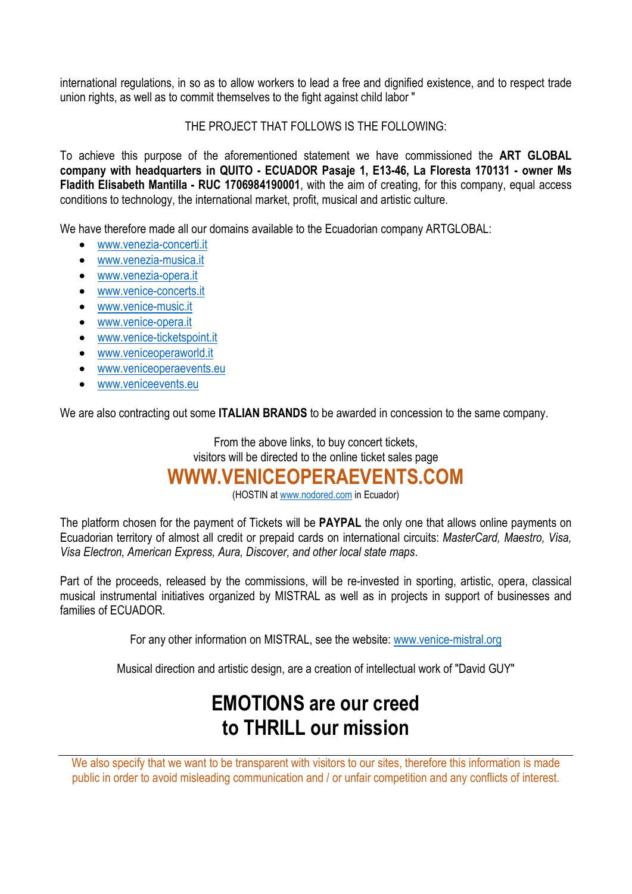international regulations, in so as to allow workers to lead a free and dignified existence, and to respect trade union rights, as well as to commit themselves to the fight against child labor "

THE PROJECT THAT FOLLOWS IS THE FOLLOWING:

To achieve this purpose of the aforementioned statement we have commissioned the **ART GLOBAL company with headquarters in QUITO - ECUADOR Pasaje 1, E13-46, La Floresta 170131 - owner Ms Fladith Elisabeth Mantilla - RUC 1706984190001**, with the aim of creating, for this company, equal access conditions to technology, the international market, profit, musical and artistic culture.

We have therefore made all our domains available to the Ecuadorian company ARTGLOBAL:

- www.venezia-concerti.it
- www.venezia-musica.it
- www.venezia-opera.it
- www.venice-concerts.it
- www.venice-music.it
- www.venice-opera.it
- www.venice-ticketspoint.it
- www.veniceoperaworld.it
- www.veniceoperaevents.eu
- www.veniceevents.eu

We are also contracting out some **ITALIAN BRANDS** to be awarded in concession to the same company.

From the above links, to buy concert tickets,
visitors will be directed to the online ticket sales page

## WWW.VENICEOPERAEVENTS.COM

(HOSTIN at www.nodored.com in Ecuador)

The platform chosen for the payment of Tickets will be **PAYPAL** the only one that allows online payments on Ecuadorian territory of almost all credit or prepaid cards on international circuits: *MasterCard, Maestro, Visa, Visa Electron, American Express, Aura, Discover, and other local state maps*.

Part of the proceeds, released by the commissions, will be re-invested in sporting, artistic, opera, classical musical instrumental initiatives organized by MISTRAL as well as in projects in support of businesses and families of ECUADOR.

For any other information on MISTRAL, see the website: www.venice-mistral.org

Musical direction and artistic design, are a creation of intellectual work of "David GUY"

# EMOTIONS are our creed
# to THRILL our mission

---

We also specify that we want to be transparent with visitors to our sites, therefore this information is made public in order to avoid misleading communication and / or unfair competition and any conflicts of interest.